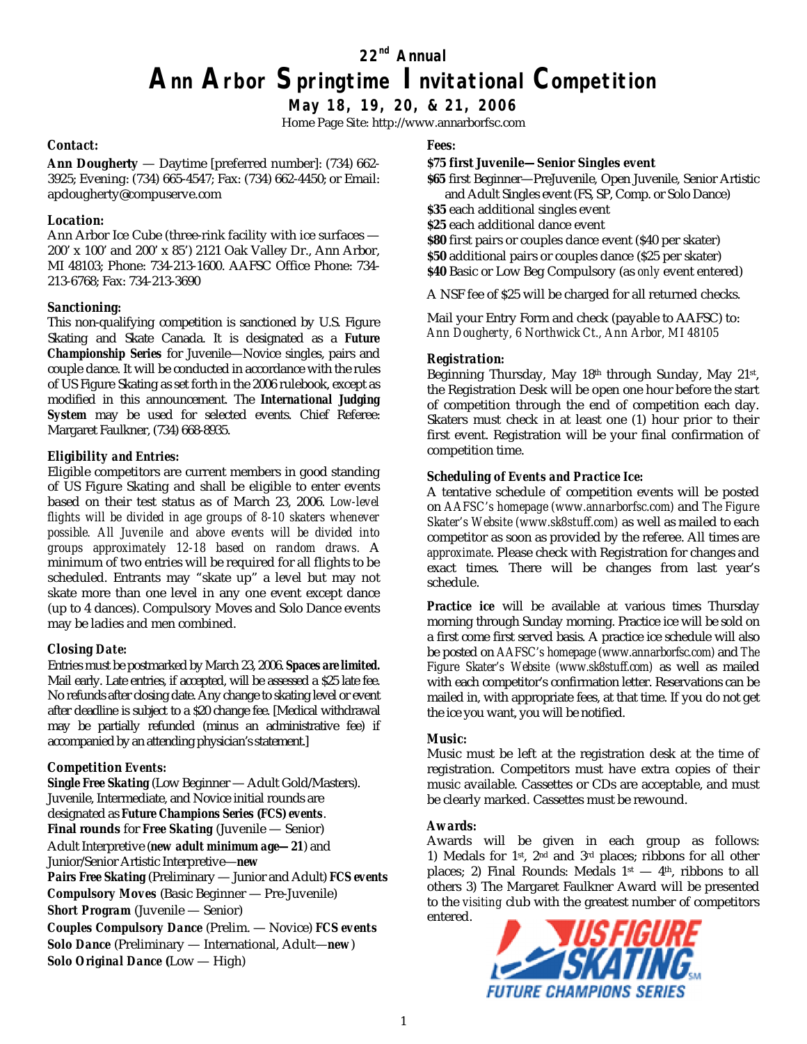# 22nd Annual
# Ann Arbor Springtime Invitational Competition

**May 18, 19, 20, & 21, 2006**

Home Page Site: http://www.annarborfsc.com

### Contact:

**Ann Dougherty** — Daytime [preferred number]: (734) 662-3925; Evening: (734) 665-4547; Fax: (734) 662-4450; or Email: apdougherty@compuserve.com

### Location:

Ann Arbor Ice Cube (three-rink facility with ice surfaces — 200' x 100' and 200' x 85') 2121 Oak Valley Dr., Ann Arbor, MI 48103; Phone: 734-213-1600. AAFSC Office Phone: 734-213-6768; Fax: 734-213-3690

### Sanctioning:

This non-qualifying competition is sanctioned by U.S. Figure Skating and Skate Canada. It is designated as a **Future Championship Series** for Juvenile—Novice singles, pairs and couple dance. It will be conducted in accordance with the rules of US Figure Skating as set forth in the 2006 rulebook, except as modified in this announcement. The **International Judging System** may be used for selected events. Chief Referee: Margaret Faulkner, (734) 668-8935.

### Eligibility and Entries:

Eligible competitors are current members in good standing of US Figure Skating and shall be eligible to enter events based on their test status as of March 23, 2006. *Low-level flights will be divided in age groups of 8-10 skaters whenever possible. All Juvenile and above events will be divided into groups approximately 12-18 based on random draws.* A minimum of two entries will be required for all flights to be scheduled. Entrants may "skate up" a level but may not skate more than one level in any one event except dance (up to 4 dances). Compulsory Moves and Solo Dance events may be ladies and men combined.

### Closing Date:

Entries must be postmarked by March 23, 2006. **Spaces are limited.** Mail early. Late entries, if accepted, will be assessed a $25 late fee. No refunds after closing date. Any change to skating level or event after deadline is subject to a $20 change fee. [Medical withdrawal may be partially refunded (minus an administrative fee) if accompanied by an attending physician's statement.]

### Competition Events:

**Single Free Skating** (Low Beginner — Adult Gold/Masters). Juvenile, Intermediate, and Novice initial rounds are designated as **Future Champions Series (FCS) events**.
**Final rounds** for **Free Skating** (Juvenile — Senior)
Adult Interpretive (**new adult minimum age—21**) and Junior/Senior Artistic Interpretive—**new**
**Pairs Free Skating** (Preliminary — Junior and Adult) **FCS events**
**Compulsory Moves** (Basic Beginner — Pre-Juvenile)
**Short Program** (Juvenile — Senior)
**Couples Compulsory Dance** (Prelim. — Novice) **FCS events**
**Solo Dance** (Preliminary — International, Adult—**new**)
**Solo Original Dance** (Low — High)

### Fees:

**$75 first Juvenile—Senior Singles event**
**$65** first Beginner—PreJuvenile, Open Juvenile, Senior Artistic and Adult Singles event (FS, SP, Comp. or Solo Dance)
**$35** each additional singles event
**$25** each additional dance event
**$80** first pairs or couples dance event ($40 per skater)
**$50** additional pairs or couples dance ($25 per skater)
**$40** Basic or Low Beg Compulsory (as *only* event entered)

A NSF fee of $25 will be charged for all returned checks.

Mail your Entry Form and check (payable to AAFSC) to: *Ann Dougherty, 6 Northwick Ct., Ann Arbor, MI 48105*

### Registration:

Beginning Thursday, May 18th through Sunday, May 21st, the Registration Desk will be open one hour before the start of competition through the end of competition each day. Skaters must check in at least one (1) hour prior to their first event. Registration will be your final confirmation of competition time.

### Scheduling of Events and Practice Ice:

A tentative schedule of competition events will be posted on *AAFSC's homepage (www.annarborfsc.com)* and *The Figure Skater's Website (www.sk8stuff.com)* as well as mailed to each competitor as soon as provided by the referee. All times are *approximate*. Please check with Registration for changes and exact times. There will be changes from last year's schedule.

**Practice ice** will be available at various times Thursday morning through Sunday morning. Practice ice will be sold on a first come first served basis. A practice ice schedule will also be posted on *AAFSC's homepage (www.annarborfsc.com)* and *The Figure Skater's Website (www.sk8stuff.com)* as well as mailed with each competitor's confirmation letter. Reservations can be mailed in, with appropriate fees, at that time. If you do not get the ice you want, you will be notified.

### Music:

Music must be left at the registration desk at the time of registration. Competitors must have extra copies of their music available. Cassettes or CDs are acceptable, and must be clearly marked. Cassettes must be rewound.

### Awards:

Awards will be given in each group as follows: 1) Medals for 1st, 2nd and 3rd places; ribbons for all other places; 2) Final Rounds: Medals 1st — 4th, ribbons to all others 3) The Margaret Faulkner Award will be presented to the *visiting* club with the greatest number of competitors entered.

US FIGURE SKATING FUTURE CHAMPIONS SERIES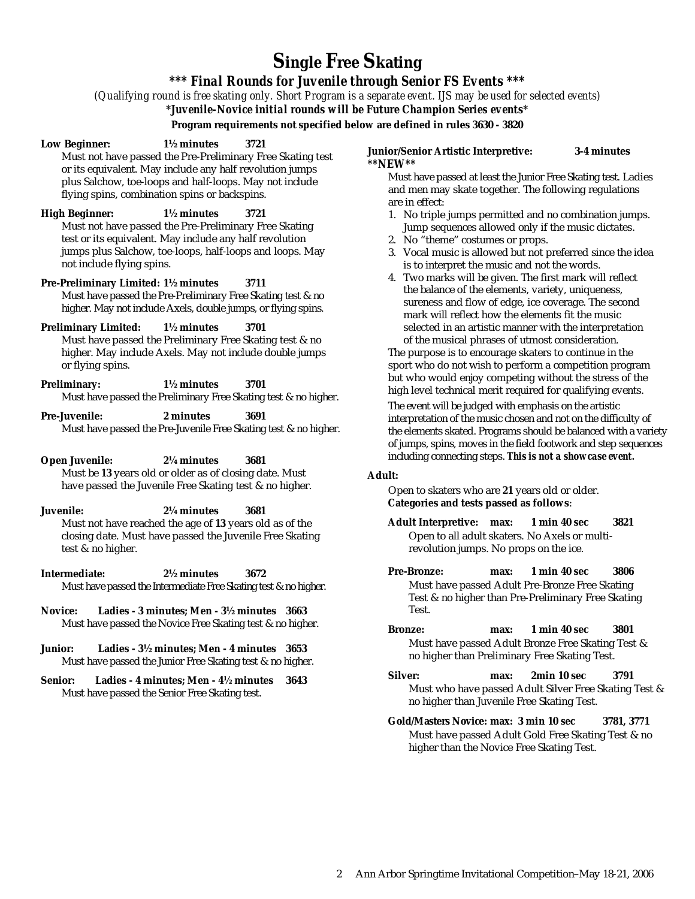# Single Free Skating

***\*\*\* Final Rounds for Juvenile through Senior FS Events \*\*\****

*(Qualifying round is free skating only. Short Program is a separate event. IJS may be used for selected events)*

***\*Juvenile-Novice initial rounds will be Future Champion Series events\****

**Program requirements not specified below are defined in rules 3630 - 3820**

**Low Beginner: 1½ minutes 3721**
Must not have passed the Pre-Preliminary Free Skating test or its equivalent. May include any half revolution jumps plus Salchow, toe-loops and half-loops. May not include flying spins, combination spins or backspins.

**High Beginner: 1½ minutes 3721**
Must not have passed the Pre-Preliminary Free Skating test or its equivalent. May include any half revolution jumps plus Salchow, toe-loops, half-loops and loops. May not include flying spins.

**Pre-Preliminary Limited: 1½ minutes 3711**
Must have passed the Pre-Preliminary Free Skating test & no higher. May not include Axels, double jumps, or flying spins.

**Preliminary Limited: 1½ minutes 3701**
Must have passed the Preliminary Free Skating test & no higher. May include Axels. May not include double jumps or flying spins.

**Preliminary: 1½ minutes 3701**
Must have passed the Preliminary Free Skating test & no higher.

**Pre-Juvenile: 2 minutes 3691**
Must have passed the Pre-Juvenile Free Skating test & no higher.

**Open Juvenile: 2¼ minutes 3681**
Must be **13** years old or older as of closing date. Must have passed the Juvenile Free Skating test & no higher.

**Juvenile: 2¼ minutes 3681**
Must not have reached the age of **13** years old as of the closing date. Must have passed the Juvenile Free Skating test & no higher.

**Intermediate: 2½ minutes 3672**
Must have passed the Intermediate Free Skating test & no higher.

**Novice: Ladies - 3 minutes; Men - 3½ minutes 3663**
Must have passed the Novice Free Skating test & no higher.

**Junior: Ladies - 3½ minutes; Men - 4 minutes 3653**
Must have passed the Junior Free Skating test & no higher.

**Senior: Ladies - 4 minutes; Men - 4½ minutes 3643**
Must have passed the Senior Free Skating test.

**Junior/Senior Artistic Interpretive: 3-4 minutes**
**\*\*NEW\*\***
Must have passed at least the Junior Free Skating test. Ladies and men may skate together. The following regulations are in effect:

1. No triple jumps permitted and no combination jumps. Jump sequences allowed only if the music dictates.
2. No "theme" costumes or props.
3. Vocal music is allowed but not preferred since the idea is to interpret the music and not the words.
4. Two marks will be given. The first mark will reflect the balance of the elements, variety, uniqueness, sureness and flow of edge, ice coverage. The second mark will reflect how the elements fit the music selected in an artistic manner with the interpretation of the musical phrases of utmost consideration.

The purpose is to encourage skaters to continue in the sport who do not wish to perform a competition program but who would enjoy competing without the stress of the high level technical merit required for qualifying events.

The event will be judged with emphasis on the artistic interpretation of the music chosen and not on the difficulty of the elements skated. Programs should be balanced with a variety of jumps, spins, moves in the field footwork and step sequences including connecting steps. **This is not a showcase event.**

**Adult:**

Open to skaters who are **21** years old or older.
**Categories and tests passed as follows**:

**Adult Interpretive: max: 1 min 40 sec 3821**
Open to all adult skaters. No Axels or multi-revolution jumps. No props on the ice.

**Pre-Bronze: max: 1 min 40 sec 3806**
Must have passed Adult Pre-Bronze Free Skating Test & no higher than Pre-Preliminary Free Skating Test.

**Bronze: max: 1 min 40 sec 3801**
Must have passed Adult Bronze Free Skating Test & no higher than Preliminary Free Skating Test.

**Silver: max: 2min 10 sec 3791**
Must who have passed Adult Silver Free Skating Test & no higher than Juvenile Free Skating Test.

**Gold/Masters Novice: max: 3 min 10 sec 3781, 3771**
Must have passed Adult Gold Free Skating Test & no higher than the Novice Free Skating Test.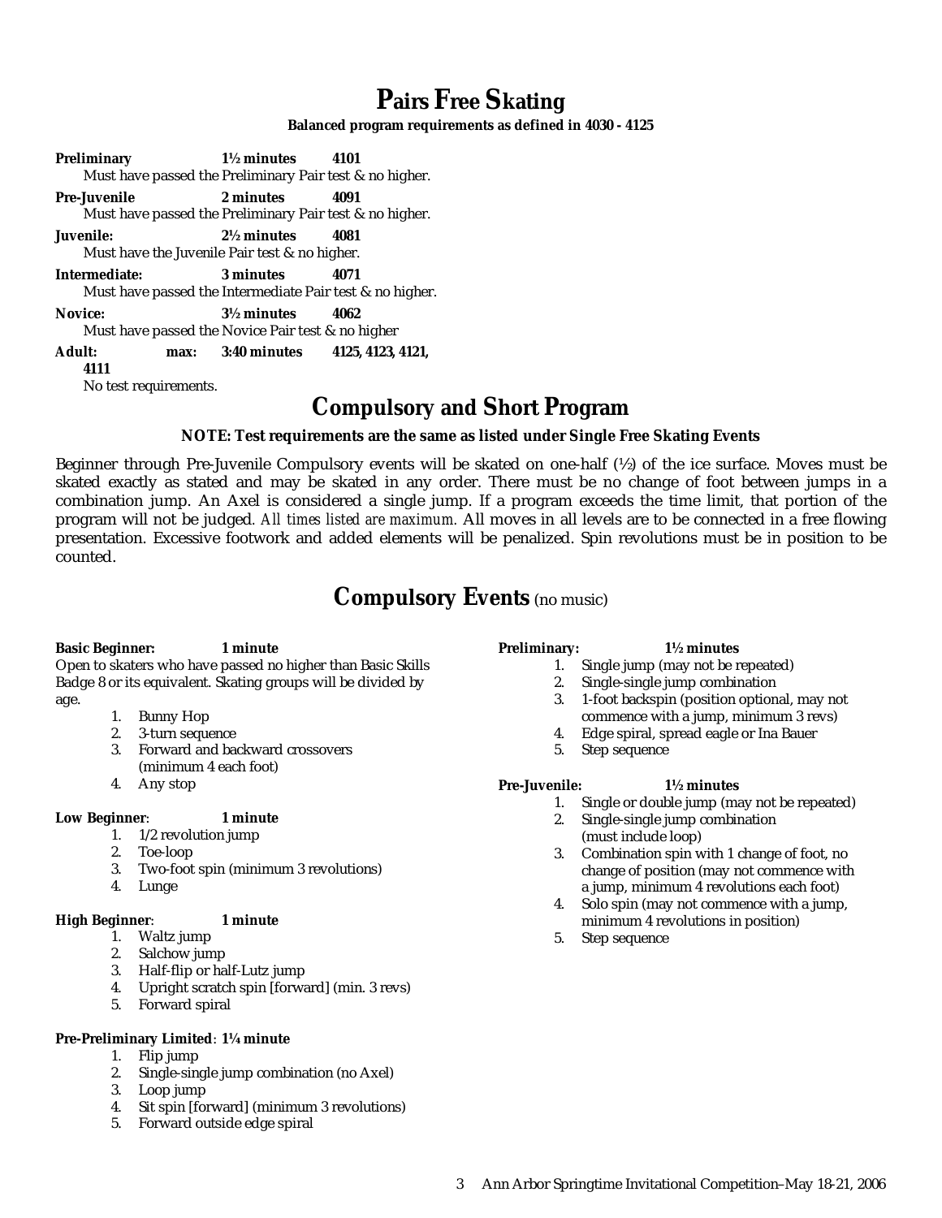# Pairs Free Skating

**Balanced program requirements as defined in 4030 - 4125**

**Preliminary** **1½ minutes** **4101**
Must have passed the Preliminary Pair test & no higher.

**Pre-Juvenile** **2 minutes** **4091**
Must have passed the Preliminary Pair test & no higher.

**Juvenile:** **2½ minutes** **4081**
Must have the Juvenile Pair test & no higher.

**Intermediate:** **3 minutes** **4071**
Must have passed the Intermediate Pair test & no higher.

**Novice:** **3½ minutes** **4062**
Must have passed the Novice Pair test & no higher

**Adult:** **max:** **3:40 minutes** **4125, 4123, 4121, 4111**
No test requirements.

# Compulsory and Short Program

**NOTE: Test requirements are the same as listed under Single Free Skating Events**

Beginner through Pre-Juvenile Compulsory events will be skated on one-half (½) of the ice surface. Moves must be skated exactly as stated and may be skated in any order. There must be no change of foot between jumps in a combination jump. An Axel is considered a single jump. If a program exceeds the time limit, that portion of the program will not be judged. *All times listed are maximum.* All moves in all levels are to be connected in a free flowing presentation. Excessive footwork and added elements will be penalized. Spin revolutions must be in position to be counted.

# Compulsory Events (no music)

**Basic Beginner:** **1 minute**
Open to skaters who have passed no higher than Basic Skills Badge 8 or its equivalent. Skating groups will be divided by age.

1. Bunny Hop
2. 3-turn sequence
3. Forward and backward crossovers (minimum 4 each foot)
4. Any stop

**Low Beginner**: **1 minute**

1. 1/2 revolution jump
2. Toe-loop
3. Two-foot spin (minimum 3 revolutions)
4. Lunge

**High Beginner**: **1 minute**

1. Waltz jump
2. Salchow jump
3. Half-flip or half-Lutz jump
4. Upright scratch spin [forward] (min. 3 revs)
5. Forward spiral

**Pre-Preliminary Limited**: **1¼ minute**

1. Flip jump
2. Single-single jump combination (no Axel)
3. Loop jump
4. Sit spin [forward] (minimum 3 revolutions)
5. Forward outside edge spiral

**Preliminary:** **1½ minutes**

1. Single jump (may not be repeated)
2. Single-single jump combination
3. 1-foot backspin (position optional, may not commence with a jump, minimum 3 revs)
4. Edge spiral, spread eagle or Ina Bauer
5. Step sequence

**Pre-Juvenile:** **1½ minutes**

1. Single or double jump (may not be repeated)
2. Single-single jump combination (must include loop)
3. Combination spin with 1 change of foot, no change of position (may not commence with a jump, minimum 4 revolutions each foot)
4. Solo spin (may not commence with a jump, minimum 4 revolutions in position)
5. Step sequence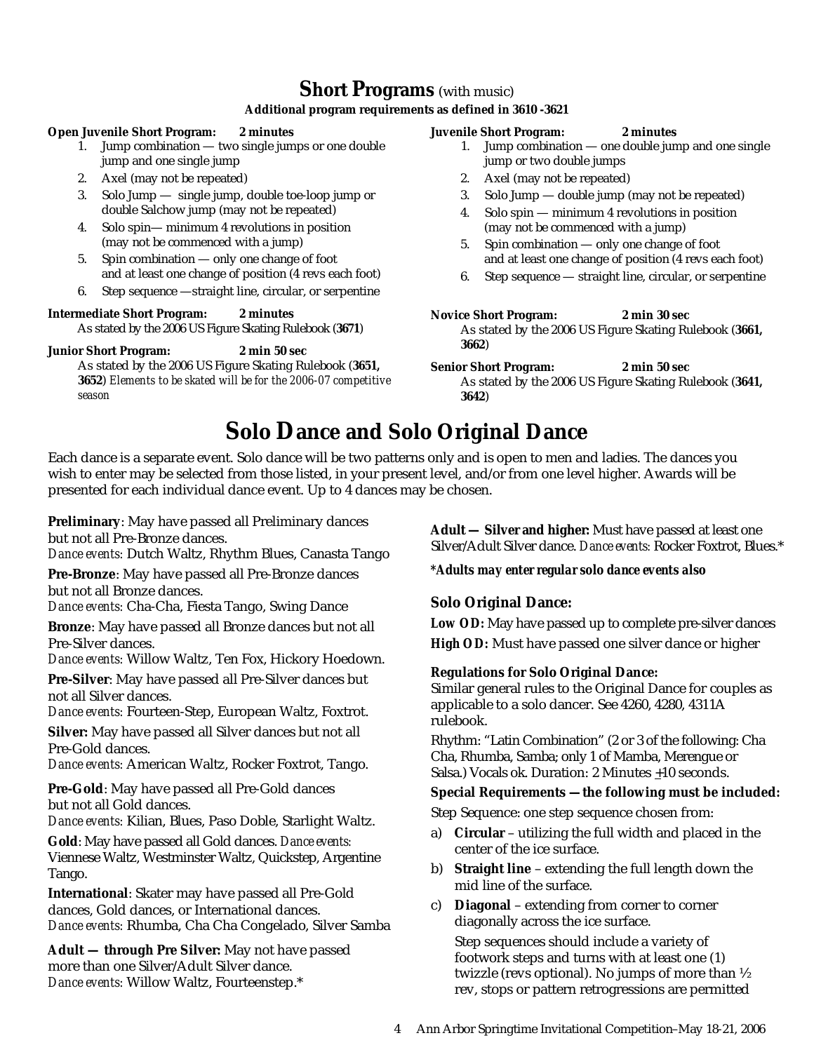## Short Programs (with music)

**Additional program requirements as defined in 3610 -3621**

**Open Juvenile Short Program:** **2 minutes**

1. Jump combination — two single jumps or one double jump and one single jump
2. Axel (may not be repeated)
3. Solo Jump — single jump, double toe-loop jump or double Salchow jump (may not be repeated)
4. Solo spin— minimum 4 revolutions in position (may not be commenced with a jump)
5. Spin combination — only one change of foot and at least one change of position (4 revs each foot)
6. Step sequence —straight line, circular, or serpentine

**Intermediate Short Program:** **2 minutes**

As stated by the 2006 US Figure Skating Rulebook (**3671**)

**Junior Short Program:** **2 min 50 sec**

As stated by the 2006 US Figure Skating Rulebook (**3651, 3652**) *Elements to be skated will be for the 2006-07 competitive season*

**Juvenile Short Program:** **2 minutes**

1. Jump combination — one double jump and one single jump or two double jumps
2. Axel (may not be repeated)
3. Solo Jump — double jump (may not be repeated)
4. Solo spin — minimum 4 revolutions in position (may not be commenced with a jump)
5. Spin combination — only one change of foot and at least one change of position (4 revs each foot)
6. Step sequence — straight line, circular, or serpentine

**Novice Short Program:** **2 min 30 sec**

As stated by the 2006 US Figure Skating Rulebook (**3661, 3662**)

**Senior Short Program:** **2 min 50 sec**

As stated by the 2006 US Figure Skating Rulebook (**3641, 3642**)

## Solo Dance and Solo Original Dance

Each dance is a separate event. Solo dance will be two patterns only and is open to men and ladies. The dances you wish to enter may be selected from those listed, in your present level, and/or from one level higher. Awards will be presented for each individual dance event. Up to 4 dances may be chosen.

**Preliminary**: May have passed all Preliminary dances but not all Pre-Bronze dances.
*Dance events:* Dutch Waltz, Rhythm Blues, Canasta Tango

**Pre-Bronze**: May have passed all Pre-Bronze dances but not all Bronze dances.
*Dance events:* Cha-Cha, Fiesta Tango, Swing Dance

**Bronze**: May have passed all Bronze dances but not all Pre-Silver dances.
*Dance events:* Willow Waltz, Ten Fox, Hickory Hoedown.

**Pre-Silver**: May have passed all Pre-Silver dances but not all Silver dances.
*Dance events:* Fourteen-Step, European Waltz, Foxtrot.

**Silver:** May have passed all Silver dances but not all Pre-Gold dances.
*Dance events:* American Waltz, Rocker Foxtrot, Tango.

**Pre-Gold**: May have passed all Pre-Gold dances but not all Gold dances.
*Dance events:* Kilian, Blues, Paso Doble, Starlight Waltz.

**Gold**: May have passed all Gold dances. *Dance events:* Viennese Waltz, Westminster Waltz, Quickstep, Argentine Tango.

**International**: Skater may have passed all Pre-Gold dances, Gold dances, or International dances.
*Dance events:* Rhumba, Cha Cha Congelado, Silver Samba

**Adult — through Pre Silver:** May not have passed more than one Silver/Adult Silver dance.
*Dance events:* Willow Waltz, Fourteenstep.*

**Adult — Silver and higher:** Must have passed at least one Silver/Adult Silver dance. *Dance events:* Rocker Foxtrot, Blues.*

***Adults may enter regular solo dance events also***

### Solo Original Dance:

**Low OD:** May have passed up to complete pre-silver dances

**High OD:** Must have passed one silver dance or higher

**Regulations for Solo Original Dance:**

Similar general rules to the Original Dance for couples as applicable to a solo dancer. See 4260, 4280, 4311A rulebook.

Rhythm: "Latin Combination" (2 or 3 of the following: Cha Cha, Rhumba, Samba; only 1 of Mamba, Merengue or Salsa.) Vocals ok. Duration: 2 Minutes ±10 seconds.

**Special Requirements — the following must be included:**

Step Sequence: one step sequence chosen from:

a) **Circular** – utilizing the full width and placed in the center of the ice surface.
b) **Straight line** – extending the full length down the mid line of the surface.
c) **Diagonal** – extending from corner to corner diagonally across the ice surface.

   Step sequences should include a variety of footwork steps and turns with at least one (1) twizzle (revs optional). No jumps of more than ½ rev, stops or pattern retrogressions are permitted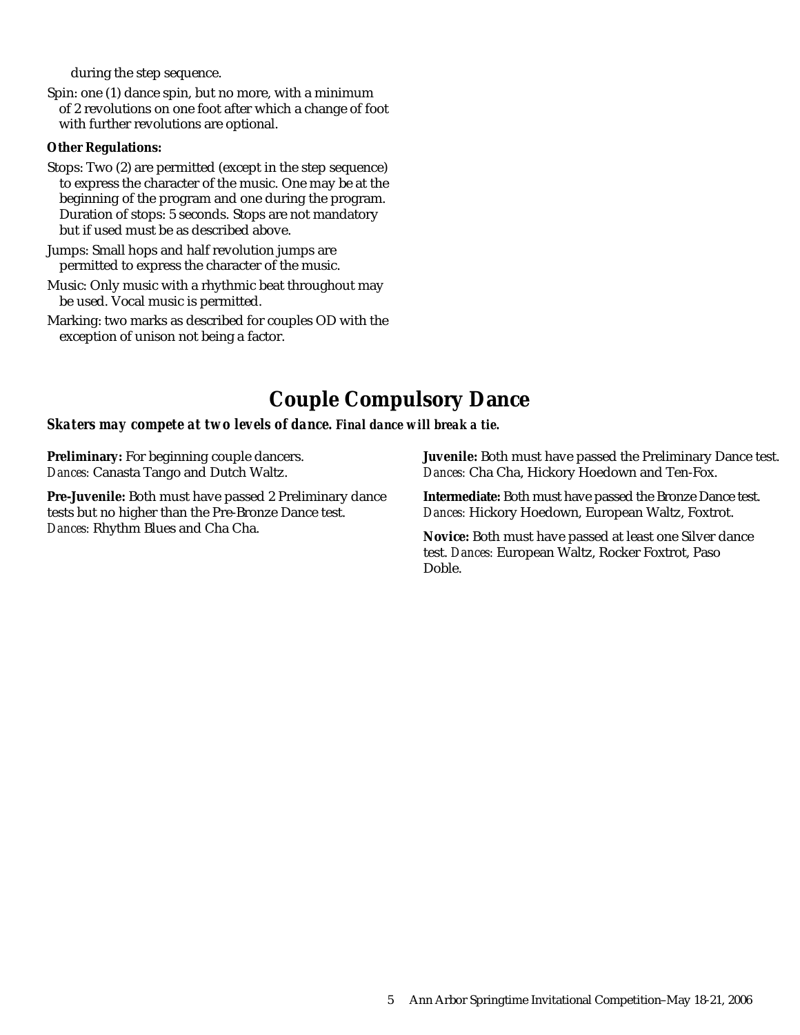during the step sequence.

Spin: one (1) dance spin, but no more, with a minimum of 2 revolutions on one foot after which a change of foot with further revolutions are optional.

**Other Regulations:**

Stops: Two (2) are permitted (except in the step sequence) to express the character of the music. One may be at the beginning of the program and one during the program. Duration of stops: 5 seconds. Stops are not mandatory but if used must be as described above.

Jumps: Small hops and half revolution jumps are permitted to express the character of the music.

Music: Only music with a rhythmic beat throughout may be used. Vocal music is permitted.

Marking: two marks as described for couples OD with the exception of unison not being a factor.

# Couple Compulsory Dance

***Skaters may compete at two levels of dance. Final dance will break a tie.***

**Preliminary:** For beginning couple dancers. *Dances:* Canasta Tango and Dutch Waltz.

**Pre-Juvenile:** Both must have passed 2 Preliminary dance tests but no higher than the Pre-Bronze Dance test. *Dances:* Rhythm Blues and Cha Cha.

**Juvenile:** Both must have passed the Preliminary Dance test. *Dances:* Cha Cha, Hickory Hoedown and Ten-Fox.

**Intermediate:** Both must have passed the Bronze Dance test. *Dances:* Hickory Hoedown, European Waltz, Foxtrot.

**Novice:** Both must have passed at least one Silver dance test. *Dances:* European Waltz, Rocker Foxtrot, Paso Doble.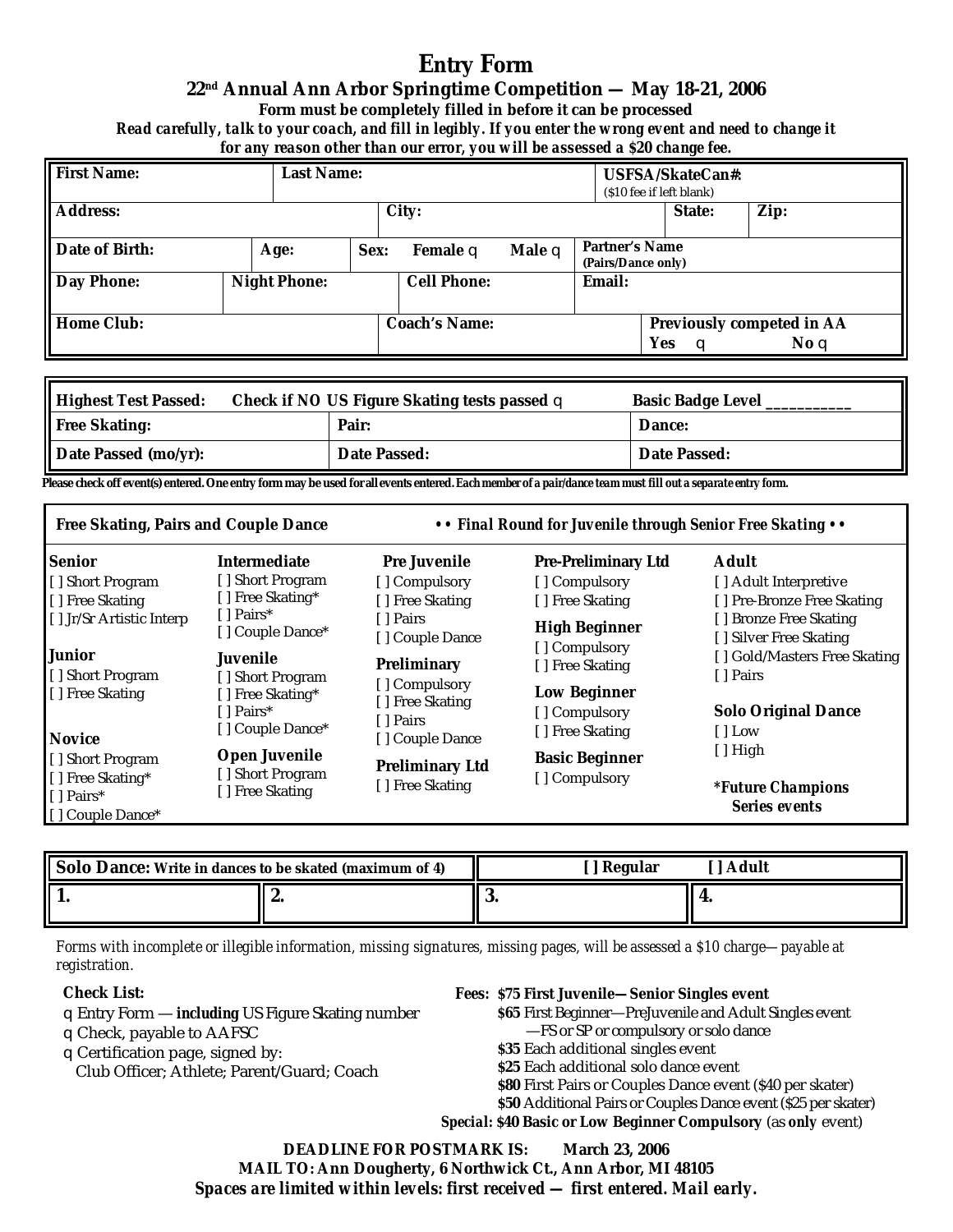# Entry Form

## 22nd Annual Ann Arbor Springtime Competition — May 18-21, 2006

**Form must be completely filled in before it can be processed**

***Read carefully, talk to your coach, and fill in legibly. If you enter the wrong event and need to change it for any reason other than our error, you will be assessed a $20 change fee.***

| **First Name:** | **Last Name:** | | **USFSA/SkateCan#:** ($10 fee if left blank) |
|---|---|---|---|
| **Address:** | **City:** | **State:** | **Zip:** |
| **Date of Birth:** | **Age:** | **Sex:** **Female** q **Male** q | **Partner's Name** (Pairs/Dance only) |
| **Day Phone:** | **Night Phone:** | **Cell Phone:** | **Email:** |
| **Home Club:** | **Coach's Name:** | | **Previously competed in AA** **Yes** q **No** q |

| **Highest Test Passed:** | **Check if NO US Figure Skating tests passed** q | **Basic Badge Level ___________** |
|---|---|---|
| **Free Skating:** | **Pair:** | **Dance:** |
| **Date Passed (mo/yr):** | **Date Passed:** | **Date Passed:** |

**Please check off event(s) entered. One entry form may be used for all events entered. Each member of a pair/dance team must fill out a separate entry form.**

**Free Skating, Pairs and Couple Dance** ***• • Final Round for Juvenile through Senior Free Skating • •***

**Senior**
- [ ] Short Program
- [ ] Free Skating
- [ ] Jr/Sr Artistic Interp

**Junior**
- [ ] Short Program
- [ ] Free Skating

**Novice**
- [ ] Short Program
- [ ] Free Skating*
- [ ] Pairs*
- [ ] Couple Dance*

**Intermediate**
- [ ] Short Program
- [ ] Free Skating*
- [ ] Pairs*
- [ ] Couple Dance*

**Juvenile**
- [ ] Short Program
- [ ] Free Skating*
- [ ] Pairs*
- [ ] Couple Dance*

**Open Juvenile**
- [ ] Short Program
- [ ] Free Skating

**Pre Juvenile**
- [ ] Compulsory
- [ ] Free Skating
- [ ] Pairs
- [ ] Couple Dance

**Preliminary**
- [ ] Compulsory
- [ ] Free Skating
- [ ] Pairs
- [ ] Couple Dance

**Preliminary Ltd**
- [ ] Free Skating

**Pre-Preliminary Ltd**
- [ ] Compulsory
- [ ] Free Skating

**High Beginner**
- [ ] Compulsory
- [ ] Free Skating

**Low Beginner**
- [ ] Compulsory
- [ ] Free Skating

**Basic Beginner**
- [ ] Compulsory

**Adult**
- [ ] Adult Interpretive
- [ ] Pre-Bronze Free Skating
- [ ] Bronze Free Skating
- [ ] Silver Free Skating
- [ ] Gold/Masters Free Skating
- [ ] Pairs

**Solo Original Dance**
- [ ] Low
- [ ] High

***Future Champions Series events**

| **Solo Dance: Write in dances to be skated (maximum of 4)** | | **[ ] Regular** | **[ ] Adult** |
|---|---|---|---|
| **1.** | **2.** | **3.** | **4.** |

*Forms with incomplete or illegible information, missing signatures, missing pages, will be assessed a $10 charge—payable at registration.*

**Check List:**
- q Entry Form — **including** US Figure Skating number
- q Check, payable to AAFSC
- q Certification page, signed by: Club Officer; Athlete; Parent/Guard; Coach

**Fees:** **$75 First Juvenile—Senior Singles event**
- **$65** First Beginner—PreJuvenile and Adult Singles event —FS or SP or compulsory or solo dance
- **$35** Each additional singles event
- **$25** Each additional solo dance event
- **$80** First Pairs or Couples Dance event ($40 per skater)
- **$50** Additional Pairs or Couples Dance event ($25 per skater)

**Special: $40 Basic or Low Beginner Compulsory** (as **only** event)

**DEADLINE FOR POSTMARK IS: March 23, 2006**

**MAIL TO: Ann Dougherty, 6 Northwick Ct., Ann Arbor, MI 48105**

***Spaces are limited within levels: first received — first entered. Mail early.***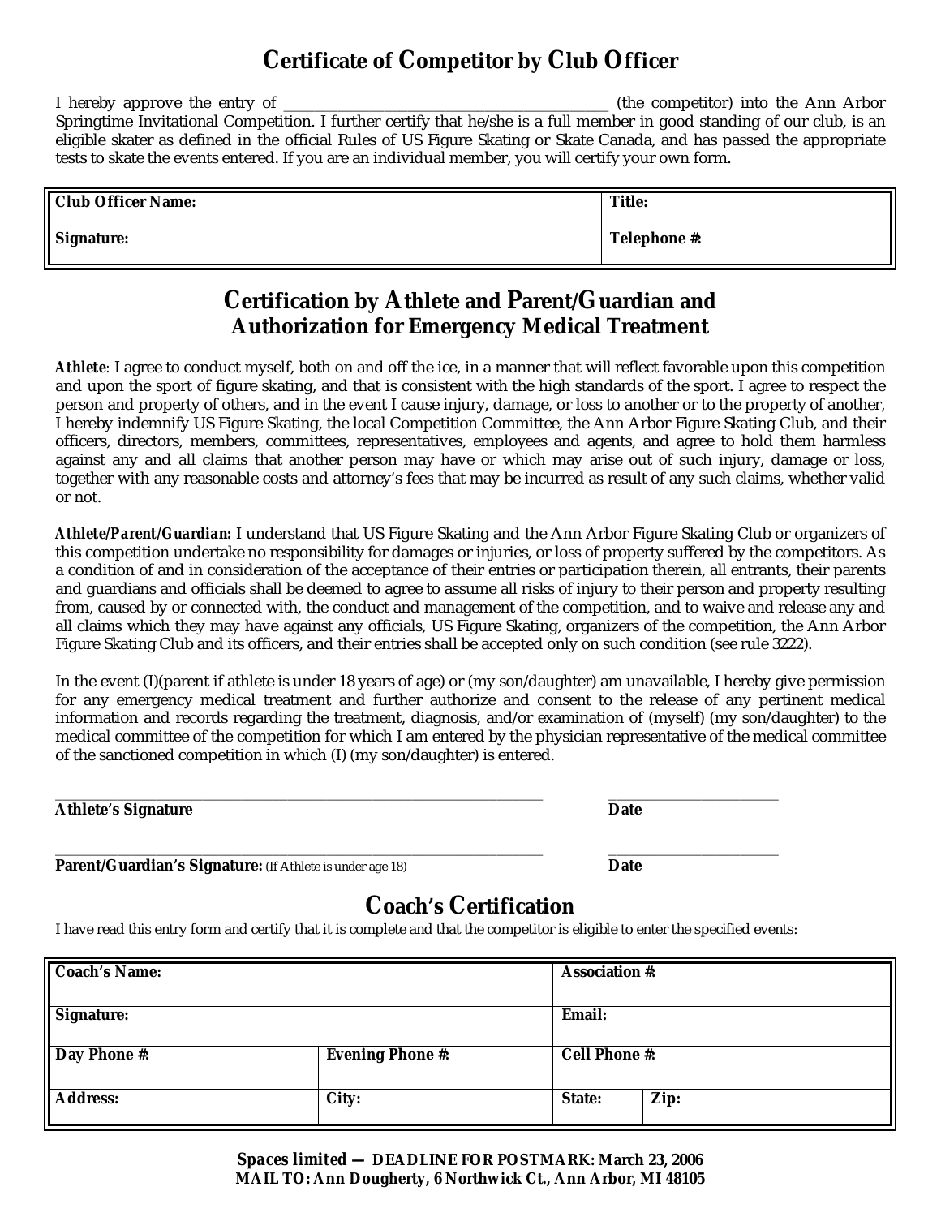# Certificate of Competitor by Club Officer

I hereby approve the entry of __________________________________________ (the competitor) into the Ann Arbor Springtime Invitational Competition. I further certify that he/she is a full member in good standing of our club, is an eligible skater as defined in the official Rules of US Figure Skating or Skate Canada, and has passed the appropriate tests to skate the events entered. If you are an individual member, you will certify your own form.

| **Club Officer Name:** | **Title:** |
|---|---|
| **Signature:** | **Telephone #:** |

# Certification by Athlete and Parent/Guardian and Authorization for Emergency Medical Treatment

***Athlete***: I agree to conduct myself, both on and off the ice, in a manner that will reflect favorable upon this competition and upon the sport of figure skating, and that is consistent with the high standards of the sport. I agree to respect the person and property of others, and in the event I cause injury, damage, or loss to another or to the property of another, I hereby indemnify US Figure Skating, the local Competition Committee, the Ann Arbor Figure Skating Club, and their officers, directors, members, committees, representatives, employees and agents, and agree to hold them harmless against any and all claims that another person may have or which may arise out of such injury, damage or loss, together with any reasonable costs and attorney's fees that may be incurred as result of any such claims, whether valid or not.

***Athlete/Parent/Guardian:*** I understand that US Figure Skating and the Ann Arbor Figure Skating Club or organizers of this competition undertake no responsibility for damages or injuries, or loss of property suffered by the competitors. As a condition of and in consideration of the acceptance of their entries or participation therein, all entrants, their parents and guardians and officials shall be deemed to agree to assume all risks of injury to their person and property resulting from, caused by or connected with, the conduct and management of the competition, and to waive and release any and all claims which they may have against any officials, US Figure Skating, organizers of the competition, the Ann Arbor Figure Skating Club and its officers, and their entries shall be accepted only on such condition (see rule 3222).

In the event (I)(parent if athlete is under 18 years of age) or (my son/daughter) am unavailable, I hereby give permission for any emergency medical treatment and further authorize and consent to the release of any pertinent medical information and records regarding the treatment, diagnosis, and/or examination of (myself) (my son/daughter) to the medical committee of the competition for which I am entered by the physician representative of the medical committee of the sanctioned competition in which (I) (my son/daughter) is entered.

_______________________________________________ &nbsp;&nbsp;&nbsp;&nbsp; ____________________
**Athlete's Signature** &nbsp;&nbsp;&nbsp;&nbsp; **Date**

_______________________________________________ &nbsp;&nbsp;&nbsp;&nbsp; ____________________
**Parent/Guardian's Signature:** (If Athlete is under age 18) &nbsp;&nbsp;&nbsp;&nbsp; **Date**

# Coach's Certification

I have read this entry form and certify that it is complete and that the competitor is eligible to enter the specified events:

| **Coach's Name:** | | **Association #:** | |
|---|---|---|---|
| **Signature:** | | **Email:** | |
| **Day Phone #:** | **Evening Phone #:** | **Cell Phone #:** | |
| **Address:** | **City:** | **State:** | **Zip:** |

***Spaces limited — DEADLINE FOR POSTMARK: March 23, 2006***
**MAIL TO: Ann Dougherty, 6 Northwick Ct., Ann Arbor, MI 48105**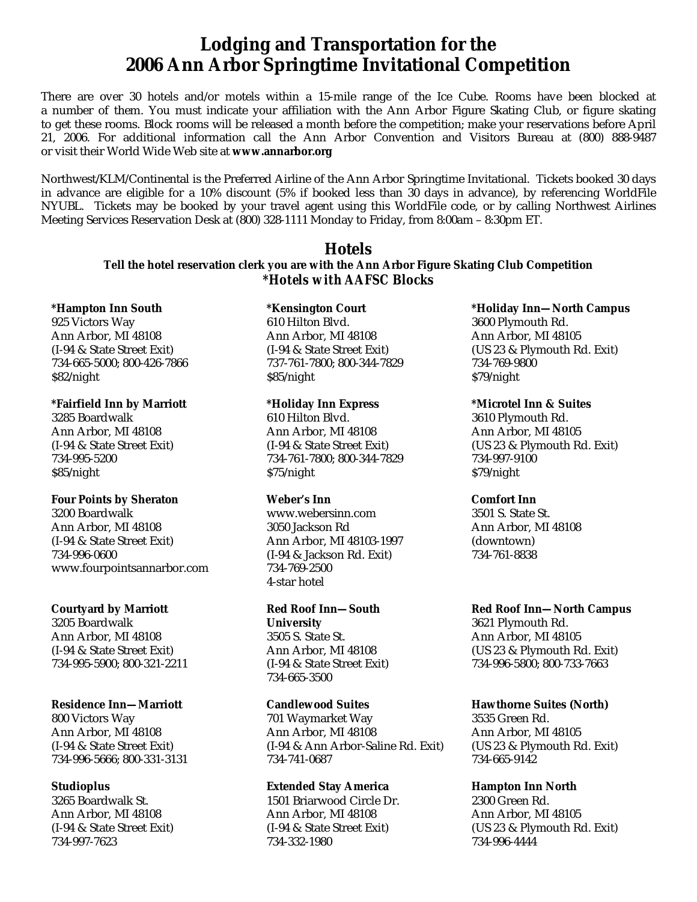# Lodging and Transportation for the 2006 Ann Arbor Springtime Invitational Competition

There are over 30 hotels and/or motels within a 15-mile range of the Ice Cube. Rooms have been blocked at a number of them. You must indicate your affiliation with the Ann Arbor Figure Skating Club, or figure skating to get these rooms. Block rooms will be released a month before the competition; make your reservations before April 21, 2006. For additional information call the Ann Arbor Convention and Visitors Bureau at (800) 888-9487 or visit their World Wide Web site at **www.annarbor.org**

Northwest/KLM/Continental is the Preferred Airline of the Ann Arbor Springtime Invitational. Tickets booked 30 days in advance are eligible for a 10% discount (5% if booked less than 30 days in advance), by referencing WorldFile NYUBL. Tickets may be booked by your travel agent using this WorldFile code, or by calling Northwest Airlines Meeting Services Reservation Desk at (800) 328-1111 Monday to Friday, from 8:00am – 8:30pm ET.

## Hotels

**Tell the hotel reservation clerk you are with the Ann Arbor Figure Skating Club Competition**

***Hotels with AAFSC Blocks**

**\*Hampton Inn South**
925 Victors Way
Ann Arbor, MI 48108
(I-94 & State Street Exit)
734-665-5000; 800-426-7866
$82/night

**\*Fairfield Inn by Marriott**
3285 Boardwalk
Ann Arbor, MI 48108
(I-94 & State Street Exit)
734-995-5200
$85/night

**Four Points by Sheraton**
3200 Boardwalk
Ann Arbor, MI 48108
(I-94 & State Street Exit)
734-996-0600
www.fourpointsannarbor.com

**Courtyard by Marriott**
3205 Boardwalk
Ann Arbor, MI 48108
(I-94 & State Street Exit)
734-995-5900; 800-321-2211

**Residence Inn—Marriott**
800 Victors Way
Ann Arbor, MI 48108
(I-94 & State Street Exit)
734-996-5666; 800-331-3131

**Studioplus**
3265 Boardwalk St.
Ann Arbor, MI 48108
(I-94 & State Street Exit)
734-997-7623

**\*Kensington Court**
610 Hilton Blvd.
Ann Arbor, MI 48108
(I-94 & State Street Exit)
737-761-7800; 800-344-7829
$85/night

**\*Holiday Inn Express**
610 Hilton Blvd.
Ann Arbor, MI 48108
(I-94 & State Street Exit)
734-761-7800; 800-344-7829
$75/night

**Weber's Inn**
www.webersinn.com
3050 Jackson Rd
Ann Arbor, MI 48103-1997
(I-94 & Jackson Rd. Exit)
734-769-2500
4-star hotel

**Red Roof Inn—South University**
3505 S. State St.
Ann Arbor, MI 48108
(I-94 & State Street Exit)
734-665-3500

**Candlewood Suites**
701 Waymarket Way
Ann Arbor, MI 48108
(I-94 & Ann Arbor-Saline Rd. Exit)
734-741-0687

**Extended Stay America**
1501 Briarwood Circle Dr.
Ann Arbor, MI 48108
(I-94 & State Street Exit)
734-332-1980

**\*Holiday Inn—North Campus**
3600 Plymouth Rd.
Ann Arbor, MI 48105
(US 23 & Plymouth Rd. Exit)
734-769-9800
$79/night

**\*Microtel Inn & Suites**
3610 Plymouth Rd.
Ann Arbor, MI 48105
(US 23 & Plymouth Rd. Exit)
734-997-9100
$79/night

**Comfort Inn**
3501 S. State St.
Ann Arbor, MI 48108
(downtown)
734-761-8838

**Red Roof Inn—North Campus**
3621 Plymouth Rd.
Ann Arbor, MI 48105
(US 23 & Plymouth Rd. Exit)
734-996-5800; 800-733-7663

**Hawthorne Suites (North)**
3535 Green Rd.
Ann Arbor, MI 48105
(US 23 & Plymouth Rd. Exit)
734-665-9142

**Hampton Inn North**
2300 Green Rd.
Ann Arbor, MI 48105
(US 23 & Plymouth Rd. Exit)
734-996-4444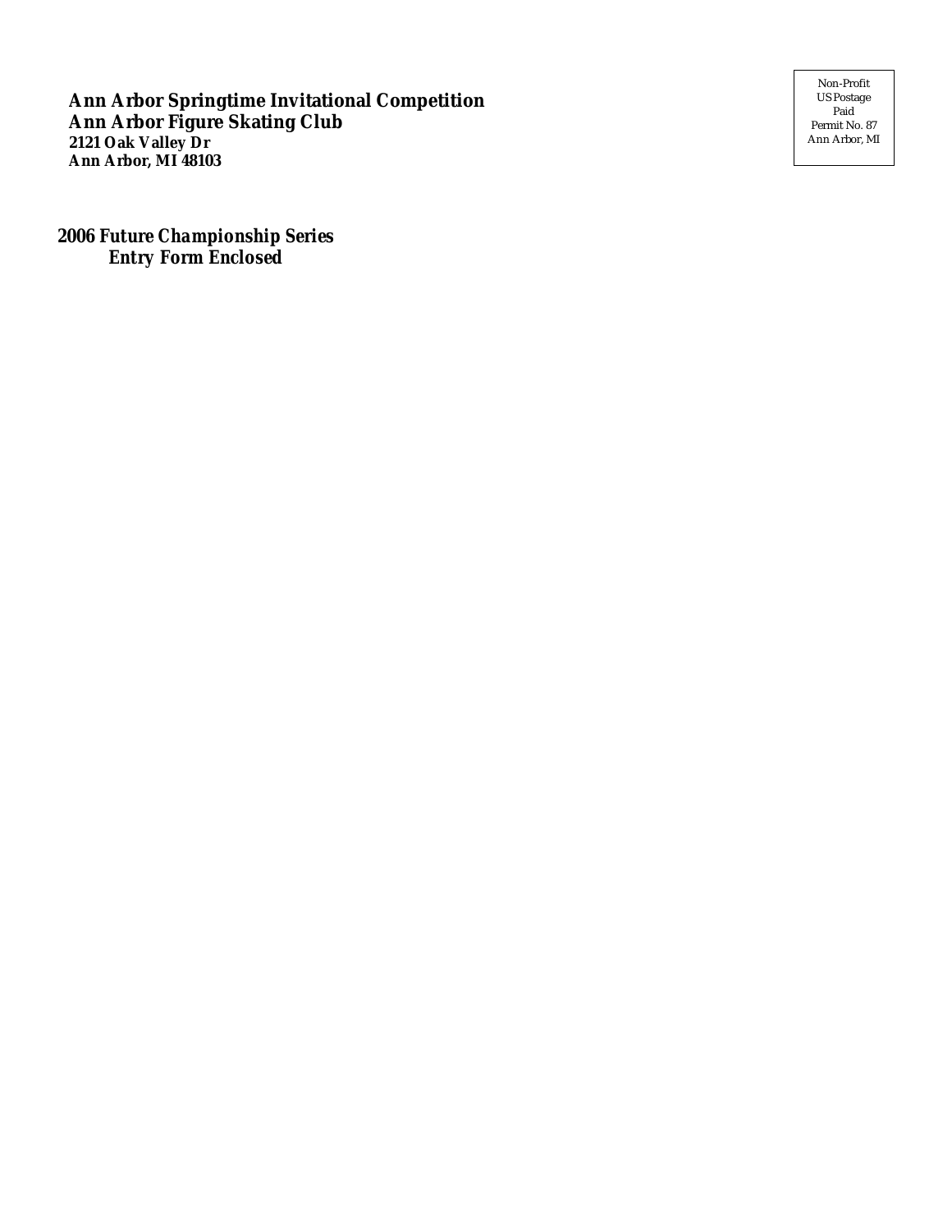**Ann Arbor Springtime Invitational Competition**
**Ann Arbor Figure Skating Club**
**2121 Oak Valley Dr**
**Ann Arbor, MI 48103**

Non-Profit
US Postage
Paid
Permit No. 87
Ann Arbor, MI

***2006 Future Championship Series***
***Entry Form Enclosed***